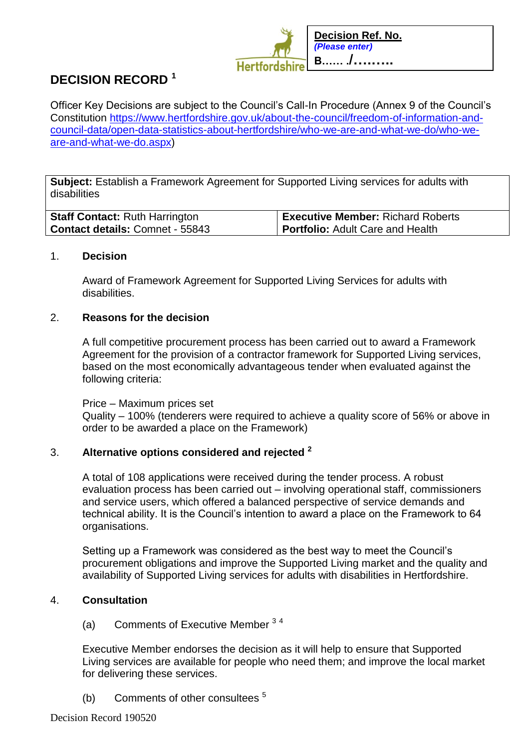| **Decision Ref. No.** |
|---|
| *(Please enter)* |
| **B…… ./………** |

# DECISION RECORD [1]

Officer Key Decisions are subject to the Council's Call-In Procedure (Annex 9 of the Council's Constitution [https://www.hertfordshire.gov.uk/about-the-council/freedom-of-information-and-council-data/open-data-statistics-about-hertfordshire/who-we-are-and-what-we-do/who-we-are-and-what-we-do.aspx](https://www.hertfordshire.gov.uk/about-the-council/freedom-of-information-and-council-data/open-data-statistics-about-hertfordshire/who-we-are-and-what-we-do/who-we-are-and-what-we-do.aspx))

| **Subject:** Establish a Framework Agreement for Supported Living services for adults with disabilities | |
|---|---|
| **Staff Contact:** Ruth Harrington<br>**Contact details:** Comnet - 55843 | **Executive Member:** Richard Roberts<br>**Portfolio:** Adult Care and Health |

## 1. Decision

Award of Framework Agreement for Supported Living Services for adults with disabilities.

## 2. Reasons for the decision

A full competitive procurement process has been carried out to award a Framework Agreement for the provision of a contractor framework for Supported Living services, based on the most economically advantageous tender when evaluated against the following criteria:

Price – Maximum prices set
Quality – 100% (tenderers were required to achieve a quality score of 56% or above in order to be awarded a place on the Framework)

## 3. Alternative options considered and rejected [2]

A total of 108 applications were received during the tender process. A robust evaluation process has been carried out – involving operational staff, commissioners and service users, which offered a balanced perspective of service demands and technical ability. It is the Council's intention to award a place on the Framework to 64 organisations.

Setting up a Framework was considered as the best way to meet the Council's procurement obligations and improve the Supported Living market and the quality and availability of Supported Living services for adults with disabilities in Hertfordshire.

## 4. Consultation

(a) Comments of Executive Member [3] [4]

Executive Member endorses the decision as it will help to ensure that Supported Living services are available for people who need them; and improve the local market for delivering these services.

(b) Comments of other consultees [5]

Decision Record 190520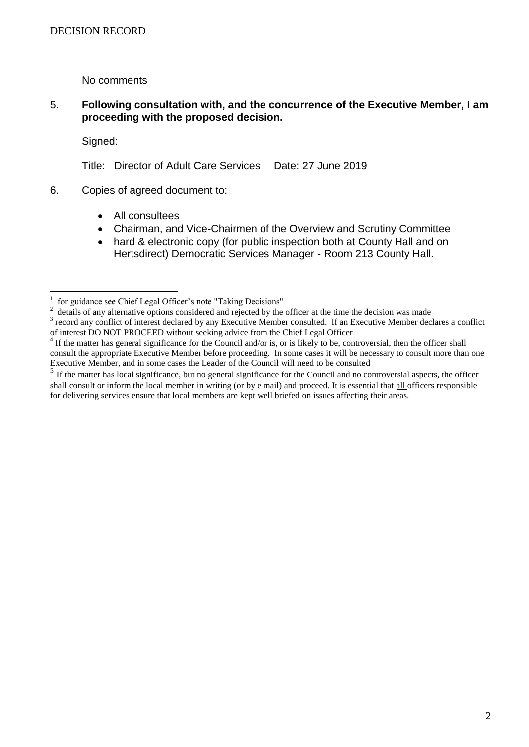No comments

5. **Following consultation with, and the concurrence of the Executive Member, I am proceeding with the proposed decision.**

   Signed:

   Title: Director of Adult Care Services Date: 27 June 2019

6. Copies of agreed document to:

   - All consultees
   - Chairman, and Vice-Chairmen of the Overview and Scrutiny Committee
   - hard & electronic copy (for public inspection both at County Hall and on Hertsdirect) Democratic Services Manager - Room 213 County Hall.

---

[1] for guidance see Chief Legal Officer's note "Taking Decisions"

[2] details of any alternative options considered and rejected by the officer at the time the decision was made

[3] record any conflict of interest declared by any Executive Member consulted. If an Executive Member declares a conflict of interest DO NOT PROCEED without seeking advice from the Chief Legal Officer

[4] If the matter has general significance for the Council and/or is, or is likely to be, controversial, then the officer shall consult the appropriate Executive Member before proceeding. In some cases it will be necessary to consult more than one Executive Member, and in some cases the Leader of the Council will need to be consulted

[5] If the matter has local significance, but no general significance for the Council and no controversial aspects, the officer shall consult or inform the local member in writing (or by e mail) and proceed. It is essential that all officers responsible for delivering services ensure that local members are kept well briefed on issues affecting their areas.